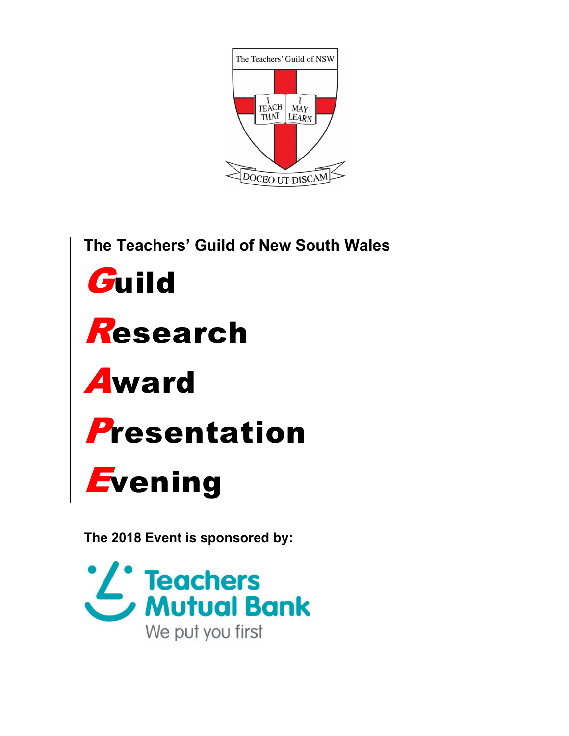The Teachers' Guild of NSW

I TEACH THAT I MAY LEARN

DOCEO UT DISCAM

**The Teachers' Guild of New South Wales**

# Guild

# Research

# Award

# Presentation

# Evening

**The 2018 Event is sponsored by:**

Teachers Mutual Bank

We put you first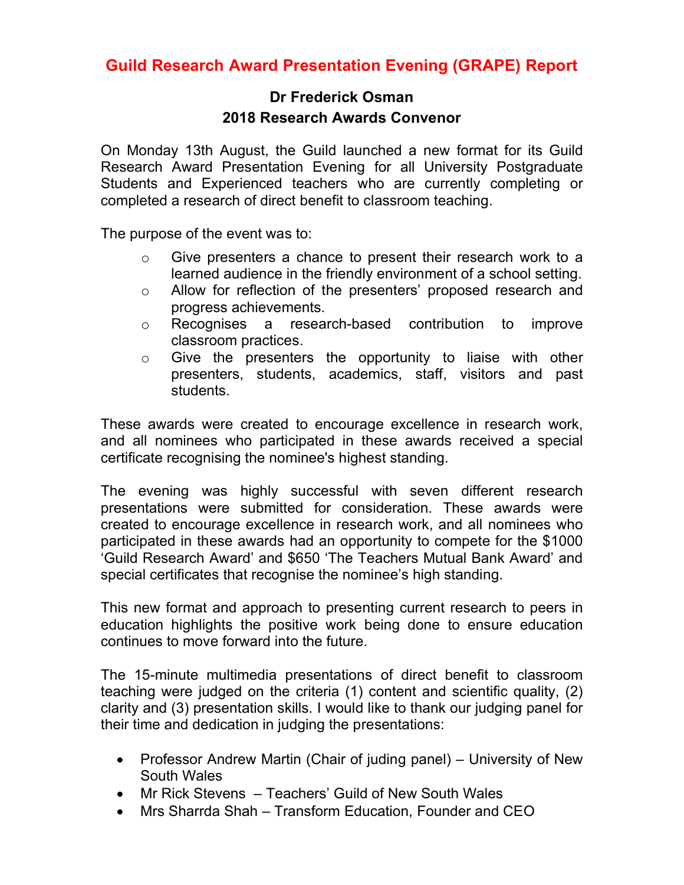# Guild Research Award Presentation Evening (GRAPE) Report

**Dr Frederick Osman**
**2018 Research Awards Convenor**

On Monday 13th August, the Guild launched a new format for its Guild Research Award Presentation Evening for all University Postgraduate Students and Experienced teachers who are currently completing or completed a research of direct benefit to classroom teaching.

The purpose of the event was to:

- Give presenters a chance to present their research work to a learned audience in the friendly environment of a school setting.
- Allow for reflection of the presenters' proposed research and progress achievements.
- Recognises a research-based contribution to improve classroom practices.
- Give the presenters the opportunity to liaise with other presenters, students, academics, staff, visitors and past students.

These awards were created to encourage excellence in research work, and all nominees who participated in these awards received a special certificate recognising the nominee's highest standing.

The evening was highly successful with seven different research presentations were submitted for consideration. These awards were created to encourage excellence in research work, and all nominees who participated in these awards had an opportunity to compete for the $1000 'Guild Research Award' and $650 'The Teachers Mutual Bank Award' and special certificates that recognise the nominee's high standing.

This new format and approach to presenting current research to peers in education highlights the positive work being done to ensure education continues to move forward into the future.

The 15-minute multimedia presentations of direct benefit to classroom teaching were judged on the criteria (1) content and scientific quality, (2) clarity and (3) presentation skills. I would like to thank our judging panel for their time and dedication in judging the presentations:

- Professor Andrew Martin (Chair of juding panel) – University of New South Wales
- Mr Rick Stevens – Teachers' Guild of New South Wales
- Mrs Sharrda Shah – Transform Education, Founder and CEO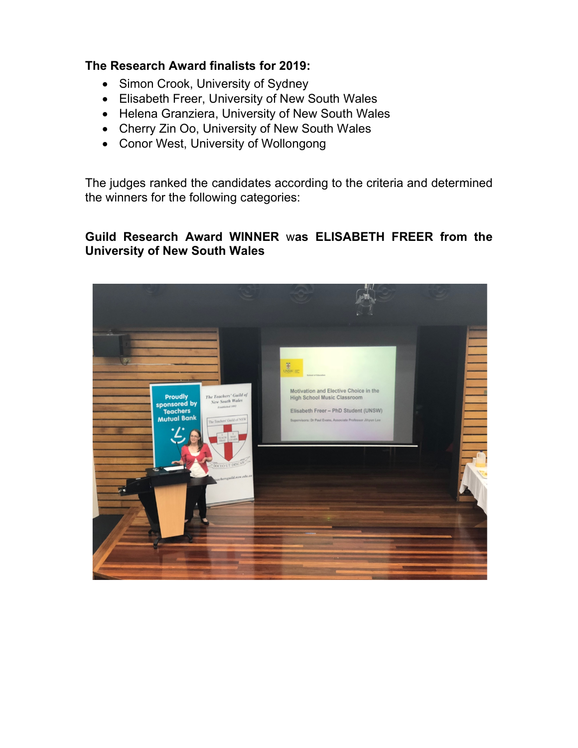**The Research Award finalists for 2019:**

- Simon Crook, University of Sydney
- Elisabeth Freer, University of New South Wales
- Helena Granziera, University of New South Wales
- Cherry Zin Oo, University of New South Wales
- Conor West, University of Wollongong

The judges ranked the candidates according to the criteria and determined the winners for the following categories:

**Guild Research Award WINNER** was **ELISABETH FREER from the University of New South Wales**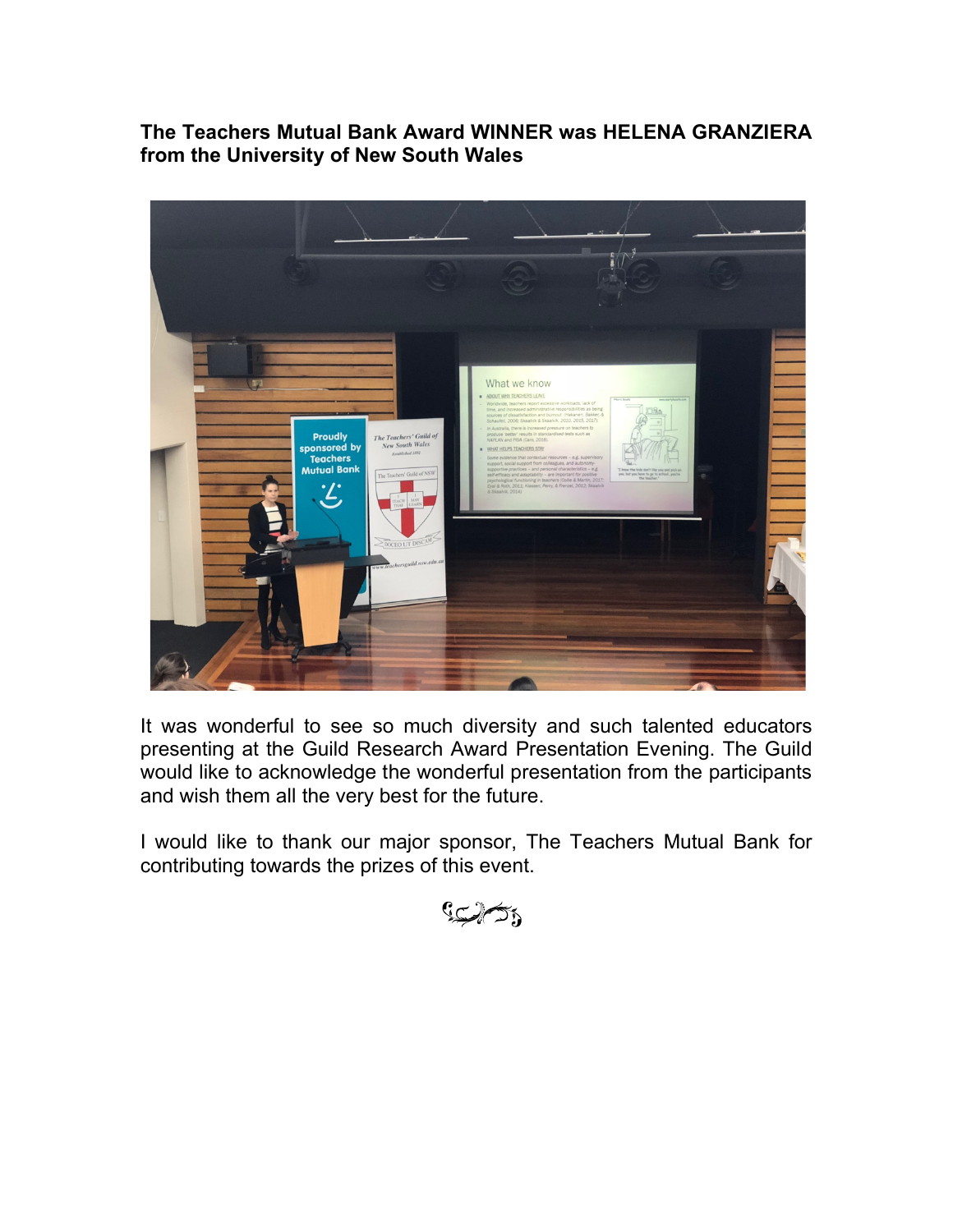**The Teachers Mutual Bank Award WINNER was HELENA GRANZIERA from the University of New South Wales**

It was wonderful to see so much diversity and such talented educators presenting at the Guild Research Award Presentation Evening. The Guild would like to acknowledge the wonderful presentation from the participants and wish them all the very best for the future.

I would like to thank our major sponsor, The Teachers Mutual Bank for contributing towards the prizes of this event.